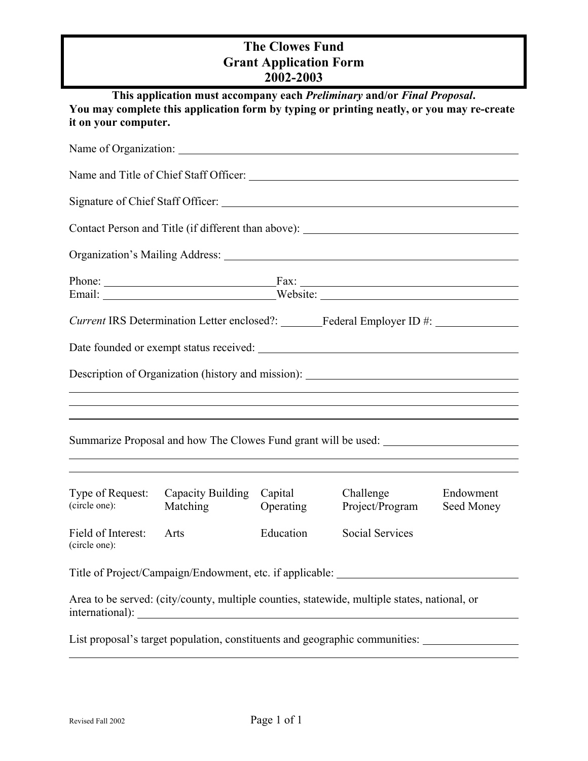# The Clowes Fund
# Grant Application Form
# 2002-2003

**This application must accompany each *Preliminary* and/or *Final Proposal*.**
**You may complete this application form by typing or printing neatly, or you may re-create it on your computer.**

Name of Organization: ______________________________

Name and Title of Chief Staff Officer: ______________________________

Signature of Chief Staff Officer: ______________________________

Contact Person and Title (if different than above): ______________________________

Organization's Mailing Address: ______________________________

Phone: ______________________________ Fax: ______________________________
Email: ______________________________ Website: ______________________________

*Current* IRS Determination Letter enclosed?: ________ Federal Employer ID #: ______________

Date founded or exempt status received: ______________________________

Description of Organization (history and mission): ______________________________

______________________________

______________________________

______________________________

Summarize Proposal and how The Clowes Fund grant will be used: ______________________________

______________________________

______________________________

| Type of Request: (circle one): | Capacity Building | Capital | Challenge | Endowment |
|---|---|---|---|---|
| | Matching | Operating | Project/Program | Seed Money |
| Field of Interest: (circle one): | Arts | Education | Social Services | |

Title of Project/Campaign/Endowment, etc. if applicable: ______________________________

Area to be served: (city/county, multiple counties, statewide, multiple states, national, or international): ______________________________

List proposal's target population, constituents and geographic communities: ______________________________

______________________________

Revised Fall 2002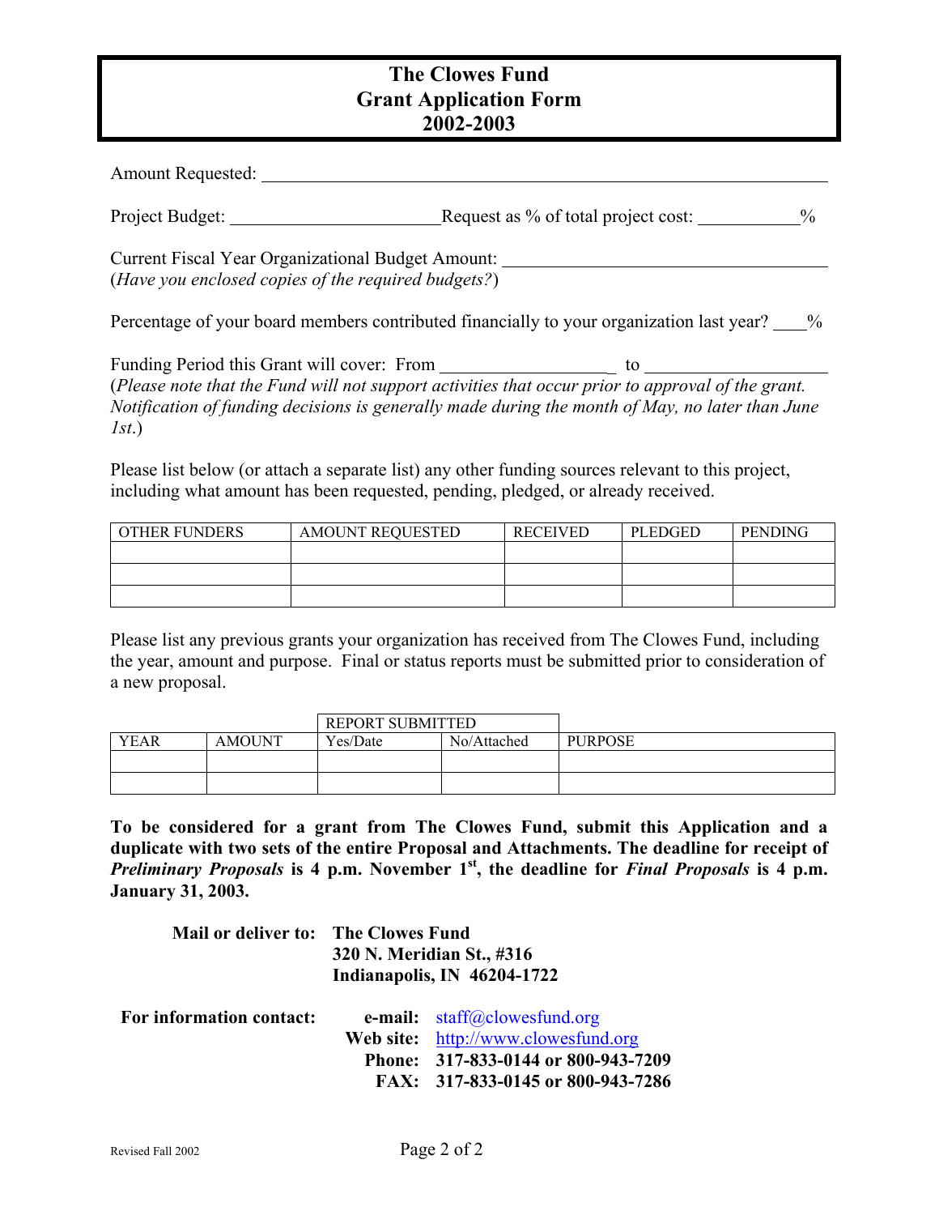# The Clowes Fund
# Grant Application Form
# 2002-2003

Amount Requested: ______________________________________________

Project Budget: ____________________ Request as % of total project cost: __________%

Current Fiscal Year Organizational Budget Amount: ______________________________
(*Have you enclosed copies of the required budgets?*)

Percentage of your board members contributed financially to your organization last year? ___%

Funding Period this Grant will cover: From ________________ to ________________
(*Please note that the Fund will not support activities that occur prior to approval of the grant. Notification of funding decisions is generally made during the month of May, no later than June 1st.*)

Please list below (or attach a separate list) any other funding sources relevant to this project, including what amount has been requested, pending, pledged, or already received.

| OTHER FUNDERS | AMOUNT REQUESTED | RECEIVED | PLEDGED | PENDING |
|---|---|---|---|---|
| | | | | |
| | | | | |
| | | | | |

Please list any previous grants your organization has received from The Clowes Fund, including the year, amount and purpose. Final or status reports must be submitted prior to consideration of a new proposal.

| | | REPORT SUBMITTED | | |
|---|---|---|---|---|
| YEAR | AMOUNT | Yes/Date | No/Attached | PURPOSE |
| | | | | |
| | | | | |

**To be considered for a grant from The Clowes Fund, submit this Application and a duplicate with two sets of the entire Proposal and Attachments. The deadline for receipt of *Preliminary Proposals* is 4 p.m. November 1st, the deadline for *Final Proposals* is 4 p.m. January 31, 2003.**

**Mail or deliver to:** **The Clowes Fund**
**320 N. Meridian St., #316**
**Indianapolis, IN 46204-1722**

**For information contact:**
**e-mail:** staff@clowesfund.org
**Web site:** http://www.clowesfund.org
**Phone:** **317-833-0144 or 800-943-7209**
**FAX:** **317-833-0145 or 800-943-7286**

Revised Fall 2002